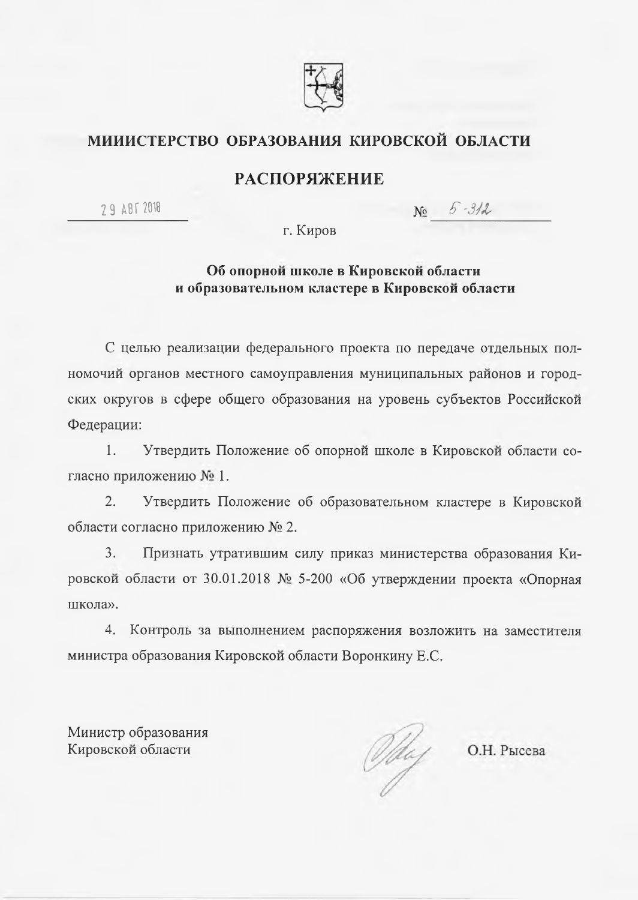# МИИИСТЕРСТВО ОБРАЗОВАНИЯ КИРОВСКОЙ ОБЛАСТИ

## РАСПОРЯЖЕНИЕ

29 АВГ 2018 № 5-312

г. Киров

**Об опорной школе в Кировской области и образовательном кластере в Кировской области**

С целью реализации федерального проекта по передаче отдельных полномочий органов местного самоуправления муниципальных районов и городских округов в сфере общего образования на уровень субъектов Российской Федерации:

1. Утвердить Положение об опорной школе в Кировской области согласно приложению № 1.

2. Утвердить Положение об образовательном кластере в Кировской области согласно приложению № 2.

3. Признать утратившим силу приказ министерства образования Кировской области от 30.01.2018 № 5-200 «Об утверждении проекта «Опорная школа».

4. Контроль за выполнением распоряжения возложить на заместителя министра образования Кировской области Воронкину Е.С.

Министр образования
Кировской области

О.Н. Рысева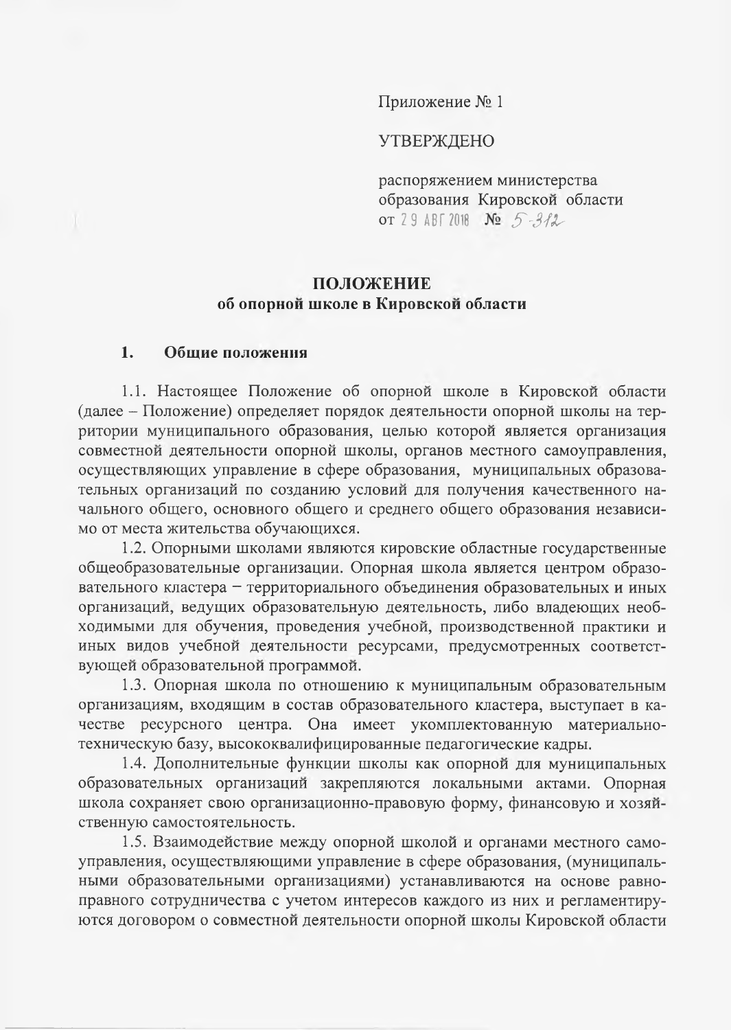Приложение № 1

УТВЕРЖДЕНО

распоряжением министерства образования Кировской области от 29 АВГ 2018 № 5-312

## ПОЛОЖЕНИЕ
## об опорной школе в Кировской области

### 1. Общие положения

1.1. Настоящее Положение об опорной школе в Кировской области (далее – Положение) определяет порядок деятельности опорной школы на территории муниципального образования, целью которой является организация совместной деятельности опорной школы, органов местного самоуправления, осуществляющих управление в сфере образования, муниципальных образовательных организаций по созданию условий для получения качественного начального общего, основного общего и среднего общего образования независимо от места жительства обучающихся.

1.2. Опорными школами являются кировские областные государственные общеобразовательные организации. Опорная школа является центром образовательного кластера – территориального объединения образовательных и иных организаций, ведущих образовательную деятельность, либо владеющих необходимыми для обучения, проведения учебной, производственной практики и иных видов учебной деятельности ресурсами, предусмотренных соответствующей образовательной программой.

1.3. Опорная школа по отношению к муниципальным образовательным организациям, входящим в состав образовательного кластера, выступает в качестве ресурсного центра. Она имеет укомплектованную материально-техническую базу, высококвалифицированные педагогические кадры.

1.4. Дополнительные функции школы как опорной для муниципальных образовательных организаций закрепляются локальными актами. Опорная школа сохраняет свою организационно-правовую форму, финансовую и хозяйственную самостоятельность.

1.5. Взаимодействие между опорной школой и органами местного самоуправления, осуществляющими управление в сфере образования, (муниципальными образовательными организациями) устанавливаются на основе равноправного сотрудничества с учетом интересов каждого из них и регламентируются договором о совместной деятельности опорной школы Кировской области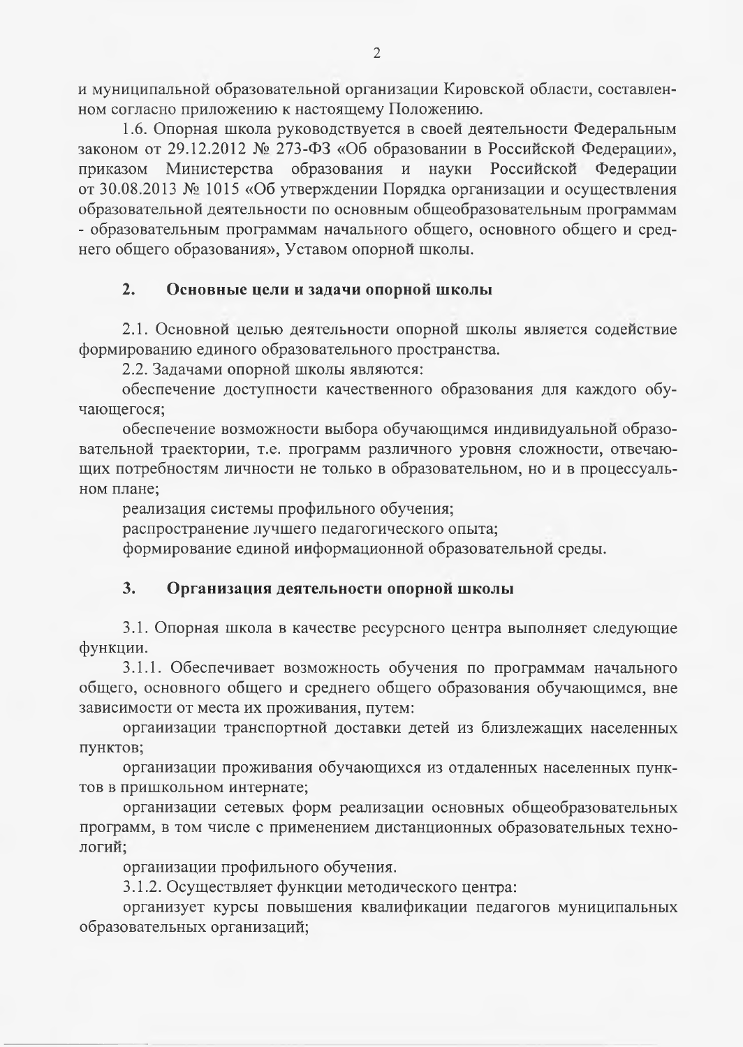и муниципальной образовательной организации Кировской области, составленном согласно приложению к настоящему Положению.

1.6. Опорная школа руководствуется в своей деятельности Федеральным законом от 29.12.2012 № 273-ФЗ «Об образовании в Российской Федерации», приказом Министерства образования и науки Российской Федерации от 30.08.2013 № 1015 «Об утверждении Порядка организации и осуществления образовательной деятельности по основным общеобразовательным программам - образовательным программам начального общего, основного общего и среднего общего образования», Уставом опорной школы.

## 2. Основные цели и задачи опорной школы

2.1. Основной целью деятельности опорной школы является содействие формированию единого образовательного пространства.

2.2. Задачами опорной школы являются:

обеспечение доступности качественного образования для каждого обучающегося;

обеспечение возможности выбора обучающимся индивидуальной образовательной траектории, т.е. программ различного уровня сложности, отвечающих потребностям личности не только в образовательном, но и в процессуальном плане;

реализация системы профильного обучения;

распространение лучшего педагогического опыта;

формирование единой информационной образовательной среды.

## 3. Организация деятельности опорной школы

3.1. Опорная школа в качестве ресурсного центра выполняет следующие функции.

3.1.1. Обеспечивает возможность обучения по программам начального общего, основного общего и среднего общего образования обучающимся, вне зависимости от места их проживания, путем:

организации транспортной доставки детей из близлежащих населенных пунктов;

организации проживания обучающихся из отдаленных населенных пунктов в пришкольном интернате;

организации сетевых форм реализации основных общеобразовательных программ, в том числе с применением дистанционных образовательных технологий;

организации профильного обучения.

3.1.2. Осуществляет функции методического центра:

организует курсы повышения квалификации педагогов муниципальных образовательных организаций;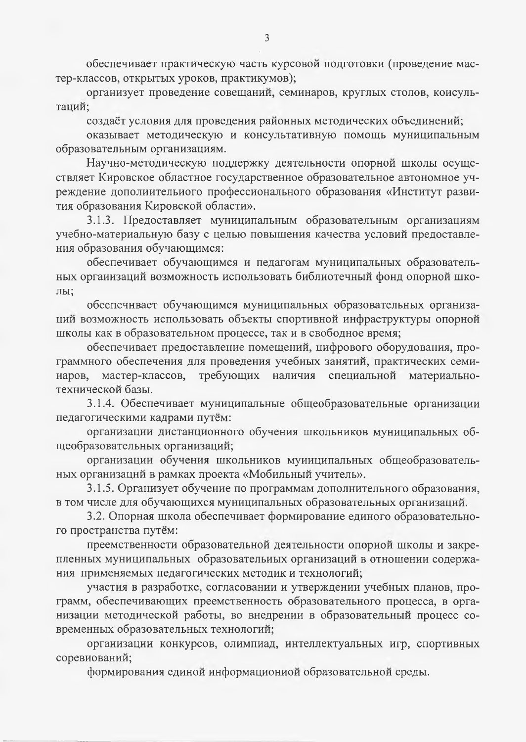обеспечивает практическую часть курсовой подготовки (проведение мастер-классов, открытых уроков, практикумов);

организует проведение совещаний, семинаров, круглых столов, коисультаций;

создаёт условия для проведения районных методических объединений;

оказывает методическую и консультативную помощь муниципальным образовательным организациям.

Научно-методическую поддержку деятельности опорной школы осуществляет Кировское областное государственное образовательное автономное учреждение дополиительиого профессионального образования «Институт развития образования Кировской области».

3.1.3. Предоставляет муниципальным образовательным организациям учебно-материальную базу с целью повышения качества условий предоставления образования обучающимся:

обеспечивает обучающимся и педагогам муниципальных образовательных оргаиизаций возможность использовать библиотечный фонд опорной школы;

обеспечнвает обучающимся муниципальных образовательных организаций возможность использовать объекты спортивной инфраструктуры опорной школы как в образовательном процессе, так и в свободное время;

обеспечивает предоставление помещений, цифрового оборудования, программного обеспечения для проведения учебных занятий, практических семинаров, мастер-классов, требующих наличия специальной материально-технической базы.

3.1.4. Обеспечивает муниципальные общеобразовательные организации педагогическими кадрами путём:

организации дистанционного обучения школьников муниципальных общеобразовательных организаций;

организации обучения школьников муиципальных общеобразовательных организацнй в рамках проекта «Мобильный учитель».

3.1.5. Организует обучение по программам дополнительного образования, в том числе для обучающихся муниципальных образовательных организаций.

3.2. Опорная школа обеспечивает формирование единого образовательного пространства путём:

преемственности образовательной деятельности опориой школы и закрепленных муниципальных образовательиых организаций в отношении содержания применяемых педагогических методик и технологий;

участия в разработке, согласовании и утверждении учебных планов, программ, обеспечивающих преемственность образовательного процесса, в организации методической работы, во внедрении в образовательный процесс современных образовательных технологий;

организации конкурсов, олимпиад, интеллектуальных игр, спортивных соревиований;

формирования единой информациониой образовательной среды.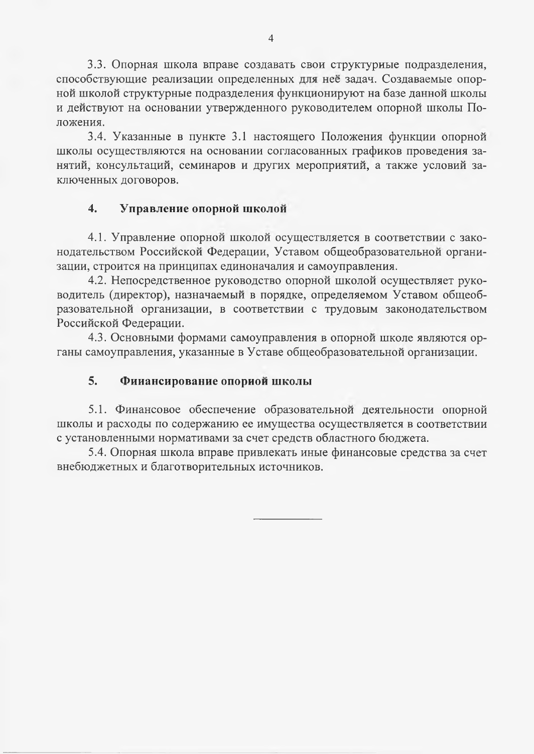3.3. Опорная школа вправе создавать свои структурные подразделения, способствующие реализации определенных для неё задач. Создаваемые опорной школой структурные подразделения функционируют на базе данной школы и действуют на основании утвержденного руководителем опорной школы Положения.

3.4. Указанные в пункте 3.1 настоящего Положения функции опорной школы осуществляются на основании согласованных графиков проведения занятий, консультаций, семинаров и других мероприятий, а также условий заключенных договоров.

## 4. Управление опорной школой

4.1. Управление опорной школой осуществляется в соответствии с законодательством Российской Федерации, Уставом общеобразовательной организации, строится на принципах единоначалия и самоуправления.

4.2. Непосредственное руководство опорной школой осуществляет руководитель (директор), назначаемый в порядке, определяемом Уставом общеобразовательной организации, в соответствии с трудовым законодательством Российской Федерации.

4.3. Основными формами самоуправления в опорной школе являются органы самоуправления, указанные в Уставе общеобразовательной организации.

## 5. Финансирование опорной школы

5.1. Финансовое обеспечение образовательной деятельности опорной школы и расходы по содержанию ее имущества осуществляется в соответствии с установленными нормативами за счет средств областного бюджета.

5.4. Опорная школа вправе привлекать иные финансовые средства за счет внебюджетных и благотворительных источников.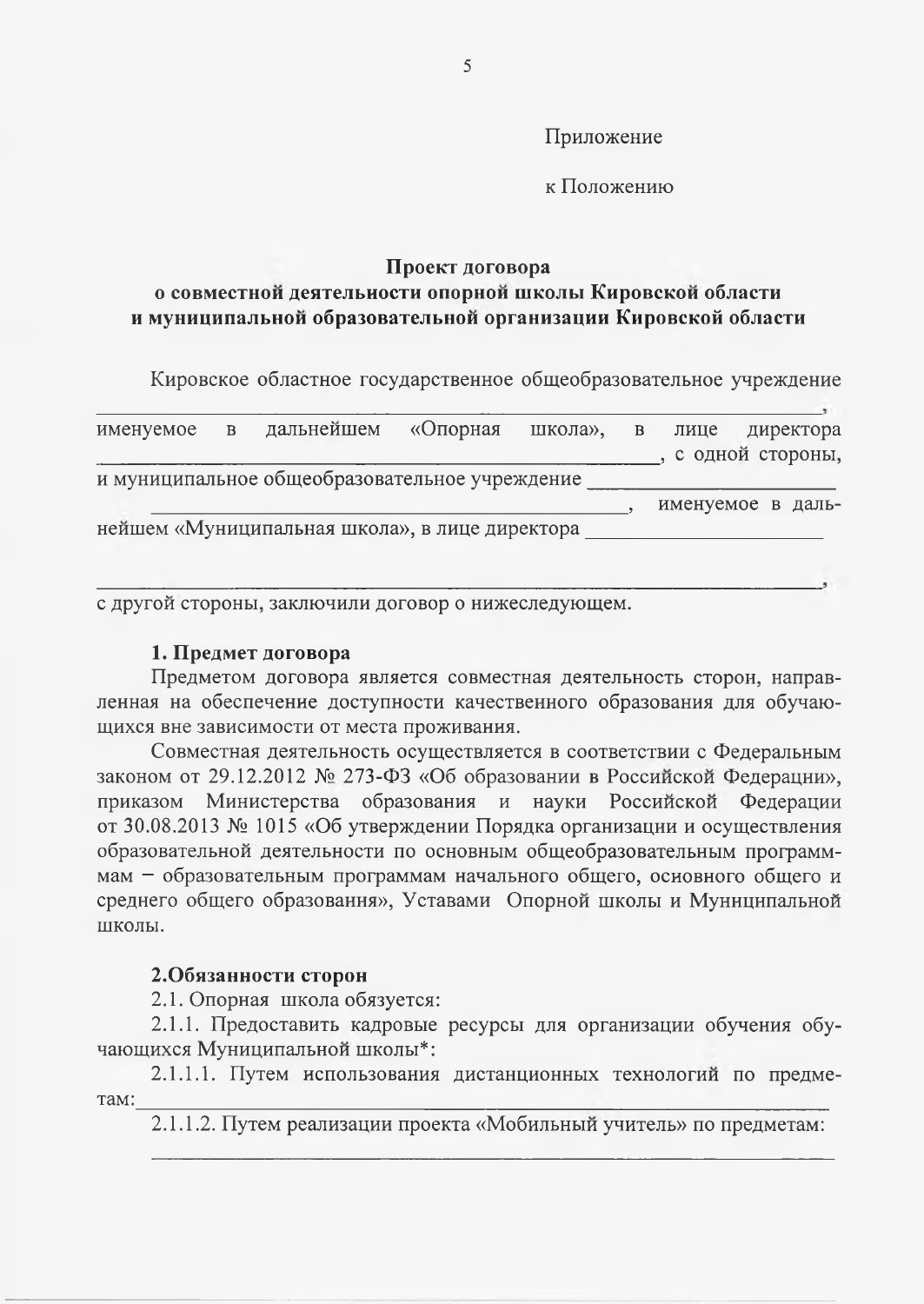Приложение

к Положению

**Проект договора**
**о совместной деятельности опорной школы Кировской области**
**и муниципальной образовательной организации Кировской области**

Кировское областное государственное общеобразовательное учреждение _______________________________________________________________, именуемое в дальнейшем «Опорная школа», в лице директора _______________________________________________, с одной стороны, и муниципальное общеобразовательное учреждение ____________________ _______________________________________________, именуемое в дальнейшем «Муниципальная школа», в лице директора ______________________

_______________________________________________________________, с другой стороны, заключили договор о нижеследующем.

**1. Предмет договора**

Предметом договора является совместная деятельность сторон, направленная на обеспечение доступности качественного образования для обучающихся вне зависимости от места проживания.

Совместная деятельность осуществляется в соответствии с Федеральным законом от 29.12.2012 № 273-ФЗ «Об образовании в Российской Федерации», приказом Министерства образования и науки Российской Федерации от 30.08.2013 № 1015 «Об утверждении Порядка организации и осуществления образовательной деятельности по основным общеобразовательным программмам – образовательным программам начального общего, основного общего и среднего общего образования», Уставами Опорной школы и Муниципальной школы.

**2.Обязанности сторон**

2.1. Опорная школа обязуется:

2.1.1. Предоставить кадровые ресурсы для организации обучения обучающихся Муниципальной школы*:

2.1.1.1. Путем использования дистанционных технологий по предметам:_______________________________________________________________

2.1.1.2. Путем реализации проекта «Мобильный учитель» по предметам:

_______________________________________________________________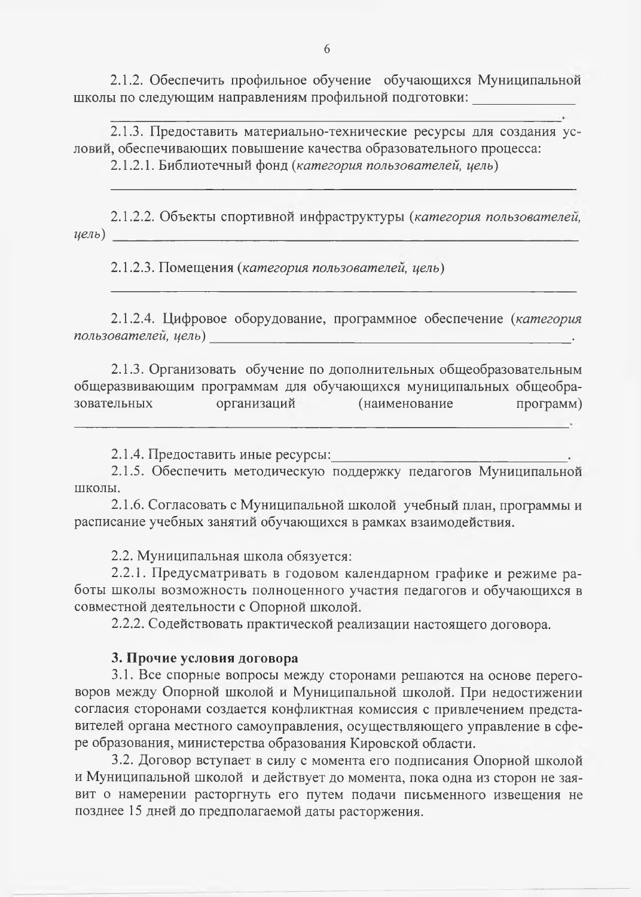2.1.2. Обеспечить профильное обучение обучающихся Муниципальной школы по следующим направлениям профильной подготовки: ______________

_______________________________________________________________.

2.1.3. Предоставить материально-технические ресурсы для создания условий, обеспечивающих повышение качества образовательного процесса:

2.1.2.1. Библиотечный фонд (*категория пользователей, цель*)

_______________________________________________________________

2.1.2.2. Объекты спортивной инфраструктуры (*категория пользователей, цель*) _______________________________________________________________

2.1.2.3. Помещения (*категория пользователей, цель*)

_______________________________________________________________

2.1.2.4. Цифровое оборудование, программное обеспечение (*категория пользователей, цель*) _____________________________________________.

2.1.3. Организовать обучение по дополнительных общеобразовательным общеразвивающим программам для обучающихся муниципальных общеобразовательных организаций (наименование программ) _______________________________________________________________.

2.1.4. Предоставить иные ресурсы: _______________________________.

2.1.5. Обеспечить методическую поддержку педагогов Муниципальной школы.

2.1.6. Согласовать с Муниципальной школой учебный план, программы и расписание учебных занятий обучающихся в рамках взаимодействия.

2.2. Муниципальная школа обязуется:

2.2.1. Предусматривать в годовом календарном графике и режиме работы школы возможность полноценного участия педагогов и обучающихся в совместной деятельности с Опорной школой.

2.2.2. Содействовать практической реализации настоящего договора.

### 3. Прочие условия договора

3.1. Все спорные вопросы между сторонами решаются на основе переговоров между Опорной школой и Муниципальной школой. При недостижении согласия сторонами создается конфликтная комиссия с привлечением представителей органа местного самоуправления, осуществляющего управление в сфере образования, министерства образования Кировской области.

3.2. Договор вступает в силу с момента его подписания Опорной школой и Муниципальной школой и действует до момента, пока одна из сторон не заявит о намерении расторгнуть его путем подачи письменного извещения не позднее 15 дней до предполагаемой даты расторжения.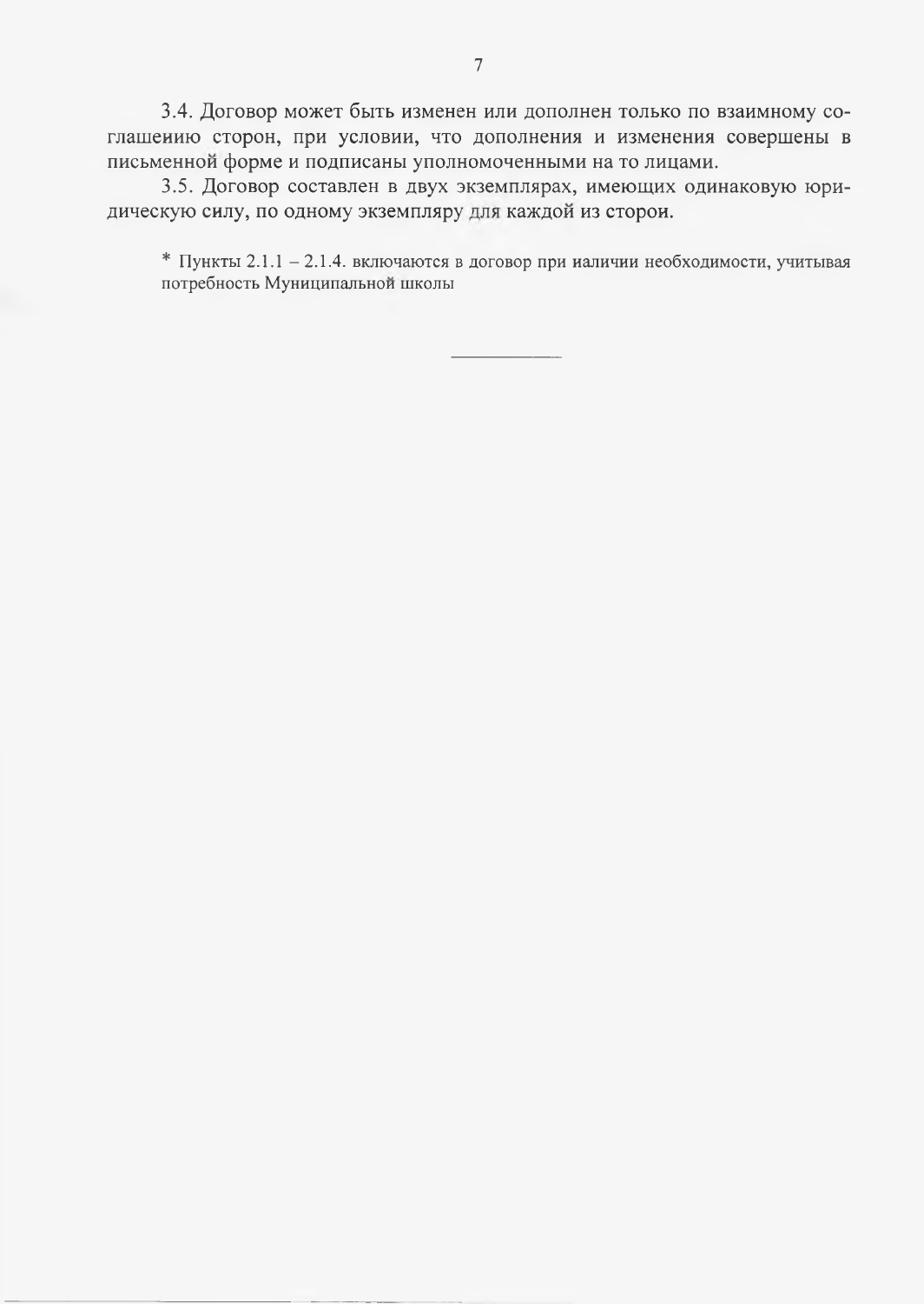3.4. Договор может быть изменен или дополнен только по взаимному соглашеиию сторон, при условии, что дополнения и изменения совершены в письменной форме и подписаны уполномоченными на то лицами.

3.5. Договор составлен в двух экземплярах, имеющих одинаковую юридическую силу, по одному экземпляру для каждой из сторои.

\* Пункты 2.1.1 – 2.1.4. включаются в договор при иаличии необходимости, учитывая потребность Муниципальной школы

---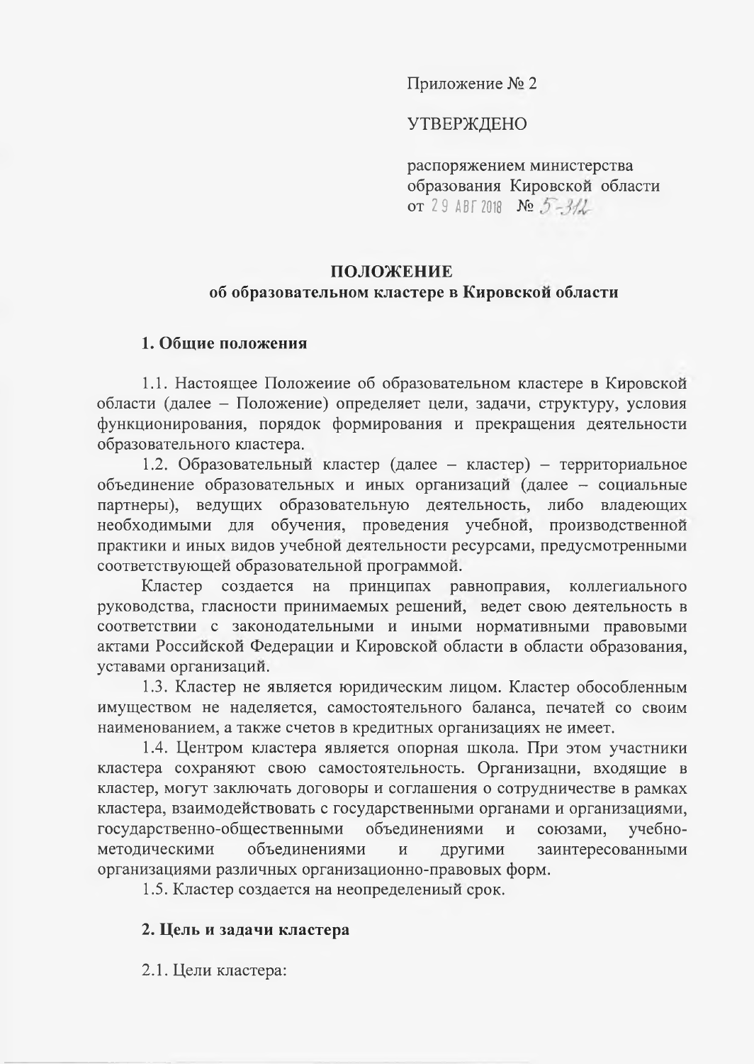Приложение № 2

УТВЕРЖДЕНО

распоряжением министерства образования Кировской области от 29 АВГ 2018 № 5-312

# ПОЛОЖЕНИЕ
## об образовательном кластере в Кировской области

### 1. Общие положения

1.1. Настоящее Положеиие об образовательном кластере в Кировской области (далее – Положение) определяет цели, задачи, структуру, условия функционирования, порядок формирования и прекращения деятельности образовательного кластера.

1.2. Образовательный кластер (далее – кластер) – территориальное объединение образовательных и иных организаций (далее – социальные партнеры), ведущих образовательную деятельность, либо владеющих необходимыми для обучения, проведения учебной, производственной практики и иных видов учебной деятельности ресурсами, предусмотренными соответствующей образовательной программой.

Кластер создается на принципах равноправия, коллегиального руководства, гласности принимаемых решений, ведет свою деятельность в соответствии с законодательными и иными нормативными правовыми актами Российской Федерации и Кировской области в области образования, уставами организаций.

1.3. Кластер не является юридическим лицом. Кластер обособленным имуществом не наделяется, самостоятельного баланса, печатей со своим наименованием, а также счетов в кредитных организациях не имеет.

1.4. Центром кластера является опорная школа. При этом участники кластера сохраняют свою самостоятельность. Организацни, входящие в кластер, могут заключать договоры и соглашения о сотрудничестве в рамках кластера, взаимодействовать с государственными органами и организациями, государственно-общественными объединениями и союзами, учебно-методическими объединениями и другими заинтересованными организациями различных организационно-правовых форм.

1.5. Кластер создается на неопределениый срок.

### 2. Цель и задачи кластера

2.1. Цели кластера: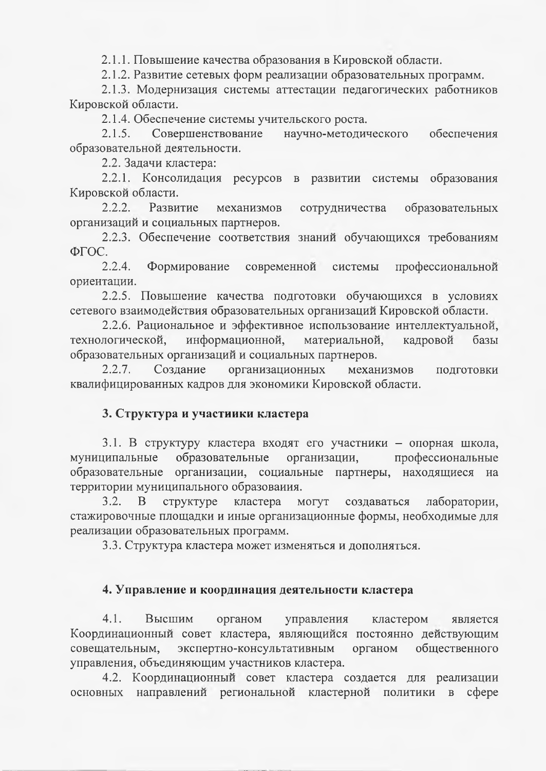2.1.1. Повышеине качества образования в Кировской области.

2.1.2. Развитие сетевых форм реализации образовательных программ.

2.1.3. Модернизация системы аттестации педагогических работников Кировской области.

2.1.4. Обеспечение системы учительского роста.

2.1.5. Совершенствование научно-методического обеспечения образовательной деятельности.

2.2. Задачи кластера:

2.2.1. Консолидация ресурсов в развитии системы образования Кировской области.

2.2.2. Развитие механизмов сотрудничества образовательных организаций и социальных партнеров.

2.2.3. Обеспечение соответствия знаний обучающихся требованиям ФГОС.

2.2.4. Формирование современной системы профессиональной ориентации.

2.2.5. Повышение качества подготовки обучающихся в условиях сетевого взаимодействия образовательных организаций Кировской области.

2.2.6. Рациональное и эффективное использование интеллектуальной, технологической, информационной, материальной, кадровой базы образовательных организаций и социальных партнеров.

2.2.7. Создание организационных механизмов подготовки квалифицированных кадров для экономики Кировской области.

### 3. Структура и участиики кластера

3.1. В структуру кластера входят его участники – опорная школа, муниципальные образовательные организации, профессиональные образовательные организации, социальные партнеры, находящиеся на территории муниципального образоваиия.

3.2. В структуре кластера могут создаваться лаборатории, стажировочные площадки и иные организационные формы, необходимые для реализации образовательных программ.

3.3. Структура кластера может изменяться и дополняться.

### 4. Управление и координация деятельности кластера

4.1. Высшим органом управления кластером является Координационный совет кластера, являющийся постоянно действующим совещательным, экспертно-консультативным органом общественного управления, объединяющим участников кластера.

4.2. Координационный совет кластера создается для реализации основных направлений региональной кластерной политики в сфере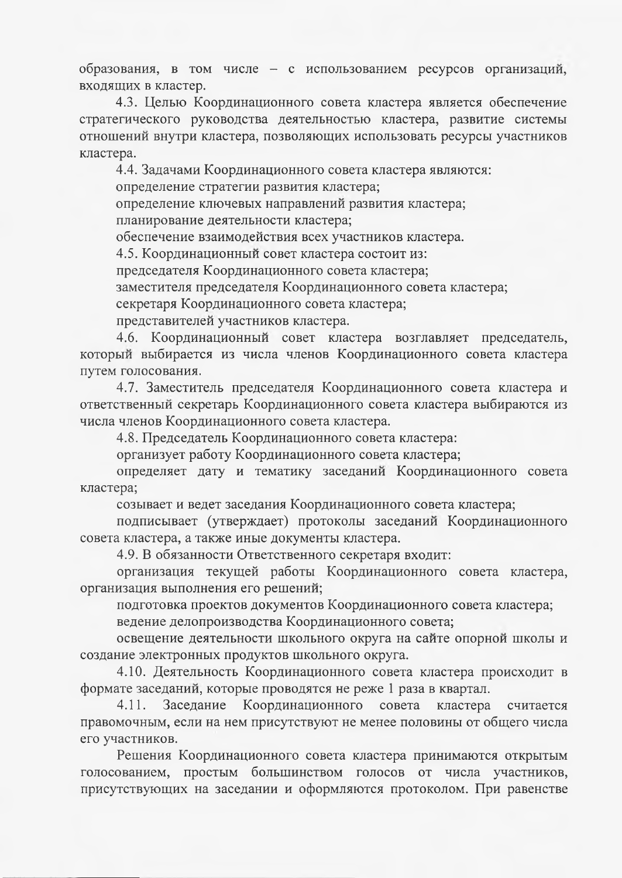образования, в том числе – с использованием ресурсов организаций, входящих в кластер.

4.3. Целью Координационного совета кластера является обеспечение стратегического руководства деятельностью кластера, развитие системы отношений внутри кластера, позволяющих использовать ресурсы участников кластера.

4.4. Задачами Координационного совета кластера являются:

определение стратегии развития кластера;

определение ключевых направлений развития кластера;

планирование деятельности кластера;

обеспечение взаимодействия всех участников кластера.

4.5. Координационный совет кластера состоит из:

председателя Координационного совета кластера;

заместителя председателя Координационного совета кластера;

секретаря Координационного совета кластера;

представителей участников кластера.

4.6. Координационный совет кластера возглавляет председатель, который выбирается из числа членов Координационного совета кластера путем голосования.

4.7. Заместитель председателя Координационного совета кластера и ответственный секретарь Координационного совета кластера выбираются из числа членов Координационного совета кластера.

4.8. Председатель Координационного совета кластера:

организует работу Координационного совета кластера;

определяет дату и тематику заседаний Координационного совета кластера;

созывает и ведет заседания Координационного совета кластера;

подписывает (утверждает) протоколы заседаний Координационного совета кластера, а также иные документы кластера.

4.9. В обязанности Ответственного секретаря входит:

организация текущей работы Координационного совета кластера, организация выполнения его решений;

подготовка проектов документов Координационного совета кластера;

ведение делопроизводства Координационного совета;

освещение деятельности школьного округа на сайте опорной школы и создание электронных продуктов школьного округа.

4.10. Деятельность Координационного совета кластера происходит в формате заседаний, которые проводятся не реже 1 раза в квартал.

4.11. Заседание Координационного совета кластера считается правомочным, если на нем присутствуют не менее половины от общего числа его участников.

Решения Координационного совета кластера принимаются открытым голосованием, простым большинством голосов от числа участников, присутствующих на заседании и оформляются протоколом. При равенстве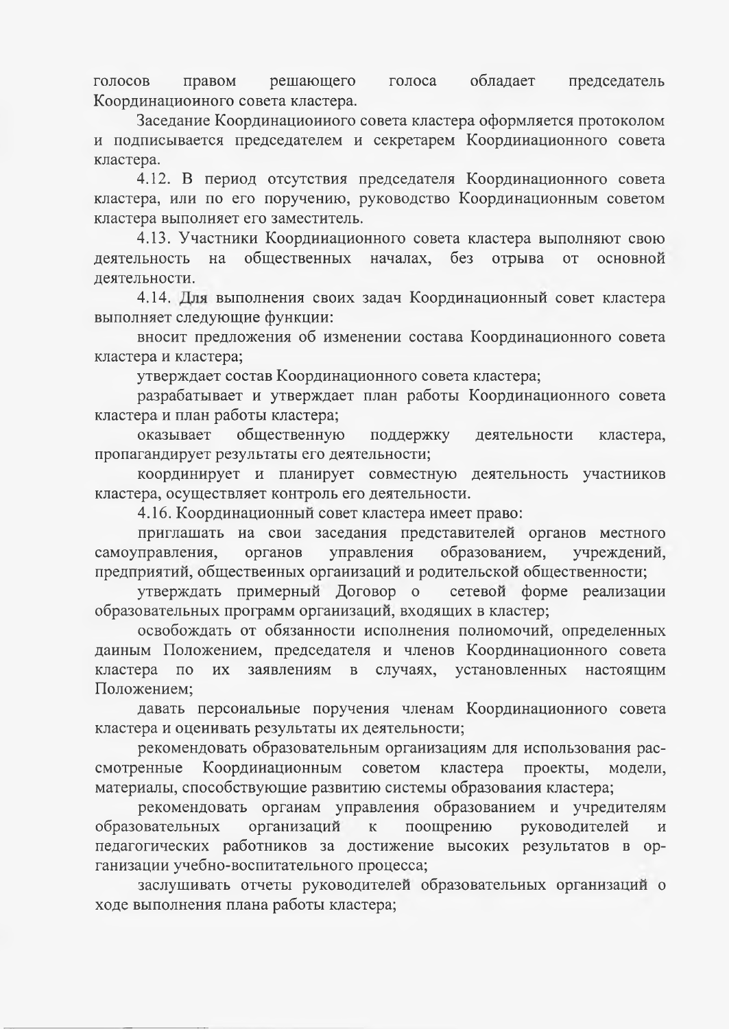голосов правом решающего голоса обладает председатель Координационного совета кластера.

Заседание Координационного совета кластера оформляется протоколом и подписывается председателем и секретарем Координационного совета кластера.

4.12. В период отсутствия председателя Координационного совета кластера, или по его поручению, руководство Координационным советом кластера выполняет его заместитель.

4.13. Участники Координационного совета кластера выполняют свою деятельность на общественных началах, без отрыва от основной деятельности.

4.14. Для выполнения своих задач Координационный совет кластера выполняет следующие функции:

вносит предложения об изменении состава Координационного совета кластера и кластера;

утверждает состав Координационного совета кластера;

разрабатывает и утверждает план работы Координационного совета кластера и план работы кластера;

оказывает общественную поддержку деятельности кластера, пропагандирует результаты его деятельности;

координирует и планирует совместную деятельность участников кластера, осуществляет контроль его деятельности.

4.16. Координационный совет кластера имеет право:

приглашать на свои заседания представителей органов местного самоуправления, органов управления образованием, учреждений, предприятий, общественных организаций и родительской общественности;

утверждать примерный Договор о сетевой форме реализации образовательных программ организаций, входящих в кластер;

освобождать от обязанности исполнения полномочий, определенных данным Положением, председателя и членов Координационного совета кластера по их заявлениям в случаях, установленных настоящим Положением;

давать персональные поручения членам Координационного совета кластера и оценивать результаты их деятельности;

рекомендовать образовательным организациям для использования рассмотренные Координационным советом кластера проекты, модели, материалы, способствующие развитию системы образования кластера;

рекомендовать органам управления образованием и учредителям образовательных организаций к поощрению руководителей и педагогических работников за достижение высоких результатов в организации учебно-воспитательного процесса;

заслушивать отчеты руководителей образовательных организаций о ходе выполнения плана работы кластера;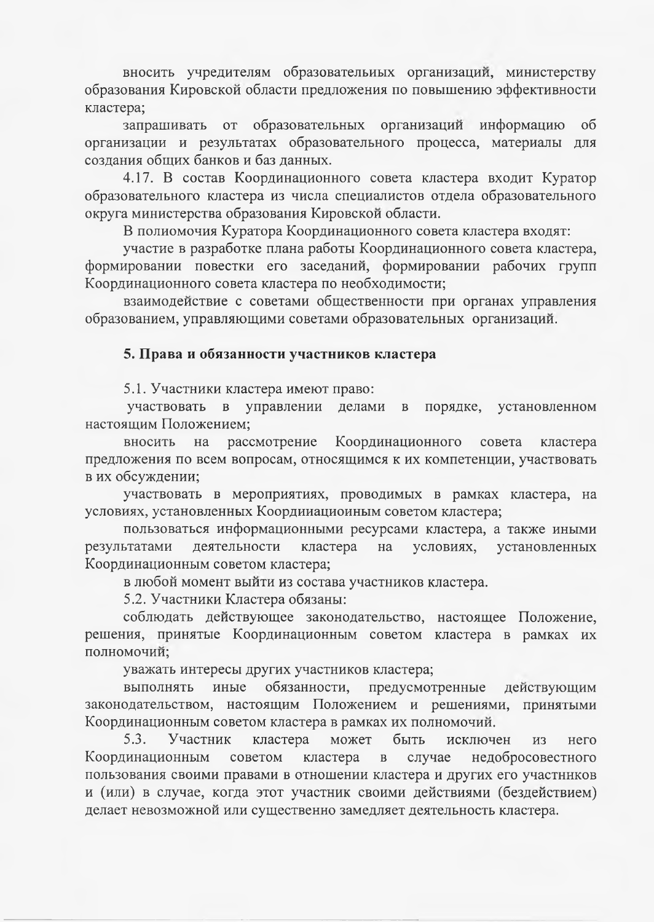вносить учредителям образовательиых организаций, министерству образования Кировской области предложения по повышению эффективности кластера;

запрашивать от образовательных организаций информацию об организации и результатах образовательного процесса, материалы для создания общих банков и баз данных.

4.17. В состав Координационного совета кластера входит Куратор образовательного кластера из числа специалистов отдела образовательного округа министерства образования Кировской области.

В полиомочия Куратора Координационного совета кластера входят:

участие в разработке плана работы Координационного совета кластера, формировании повестки его заседаний, формировании рабочих групп Координационного совета кластера по необходимости;

взаимодействие с советами общественности при органах управления образованием, управляющими советами образовательных организаций.

## 5. Права и обязанности участников кластера

5.1. Участники кластера имеют право:

участвовать в управлении делами в порядке, установленном настоящим Положением;

вносить на рассмотрение Координационного совета кластера предложения по всем вопросам, относящимся к их компетенции, участвовать в их обсуждении;

участвовать в мероприятиях, проводимых в рамках кластера, на условиях, установленных Коордииациоиным советом кластера;

пользоваться информационными ресурсами кластера, а также иными результатами деятельности кластера на условиях, установленных Координационным советом кластера;

в любой момент выйти из состава участников кластера.

5.2. Участники Кластера обязаны:

соблюдать действующее законодательство, настоящее Положение, решения, принятые Координационным советом кластера в рамках их полномочий;

уважать интересы других участников кластера;

выполнять иные обязанности, предусмотренные действующим законодательством, настоящим Положением и решениями, принятыми Координационным советом кластера в рамках их полномочий.

5.3. Участник кластера может быть исключен из него Координационным советом кластера в случае недобросовестного пользования своими правами в отношении кластера и других его участнииков и (или) в случае, когда этот участник своими действиями (бездействием) делает невозможной или существенно замедляет деятельность кластера.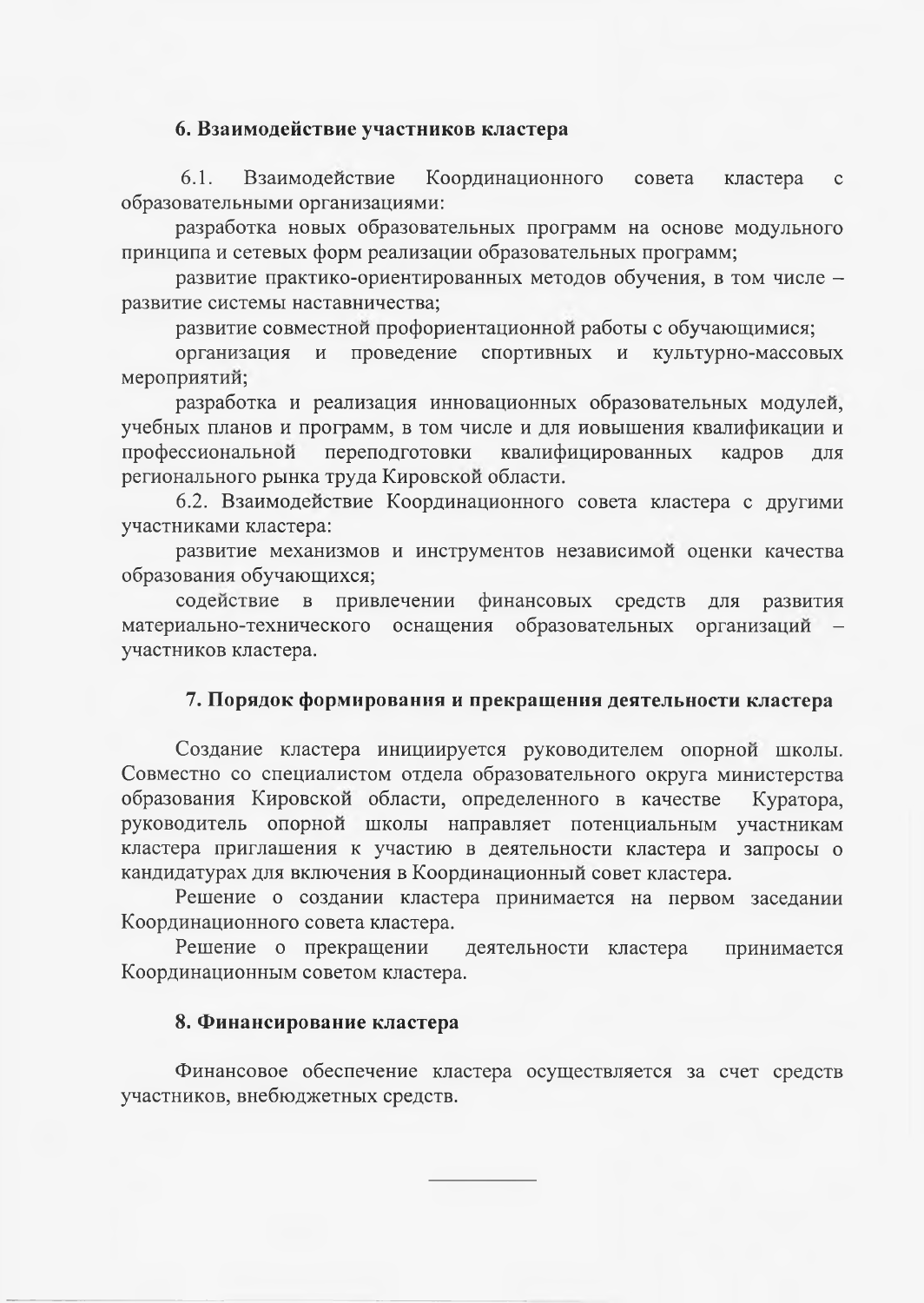### 6. Взаимодействие участников кластера

6.1. Взаимодействие Координационного совета кластера с образовательными организациями:

разработка новых образовательных программ на основе модульного принципа и сетевых форм реализации образовательных программ;

развитие практико-ориентированных методов обучения, в том числе – развитие системы наставничества;

развитие совместной профориентационной работы с обучающимися;

организация и проведение спортивных и культурно-массовых мероприятий;

разработка и реализация инновационных образовательных модулей, учебных планов и программ, в том числе и для иовышения квалификации и профессиональной переподготовки квалифицированных кадров для регионального рынка труда Кировской области.

6.2. Взаимодействие Координационного совета кластера с другими участниками кластера:

развитие механизмов и инструментов независимой оценки качества образования обучающихся;

содействие в привлечении финансовых средств для развития материально-технического оснащения образовательных организаций – участников кластера.

### 7. Порядок формирования и прекращения деятельности кластера

Создание кластера инициируется руководителем опорной школы. Совместно со специалистом отдела образовательного округа министерства образования Кировской области, определенного в качестве Куратора, руководитель опорной школы направляет потенциальным участникам кластера приглашения к участию в деятельности кластера и запросы о кандидатурах для включения в Координационный совет кластера.

Решение о создании кластера принимается на первом заседании Координационного совета кластера.

Решение о прекращении деятельности кластера принимается Координационным советом кластера.

### 8. Финансирование кластера

Финансовое обеспечение кластера осуществляется за счет средств участников, внебюджетных средств.